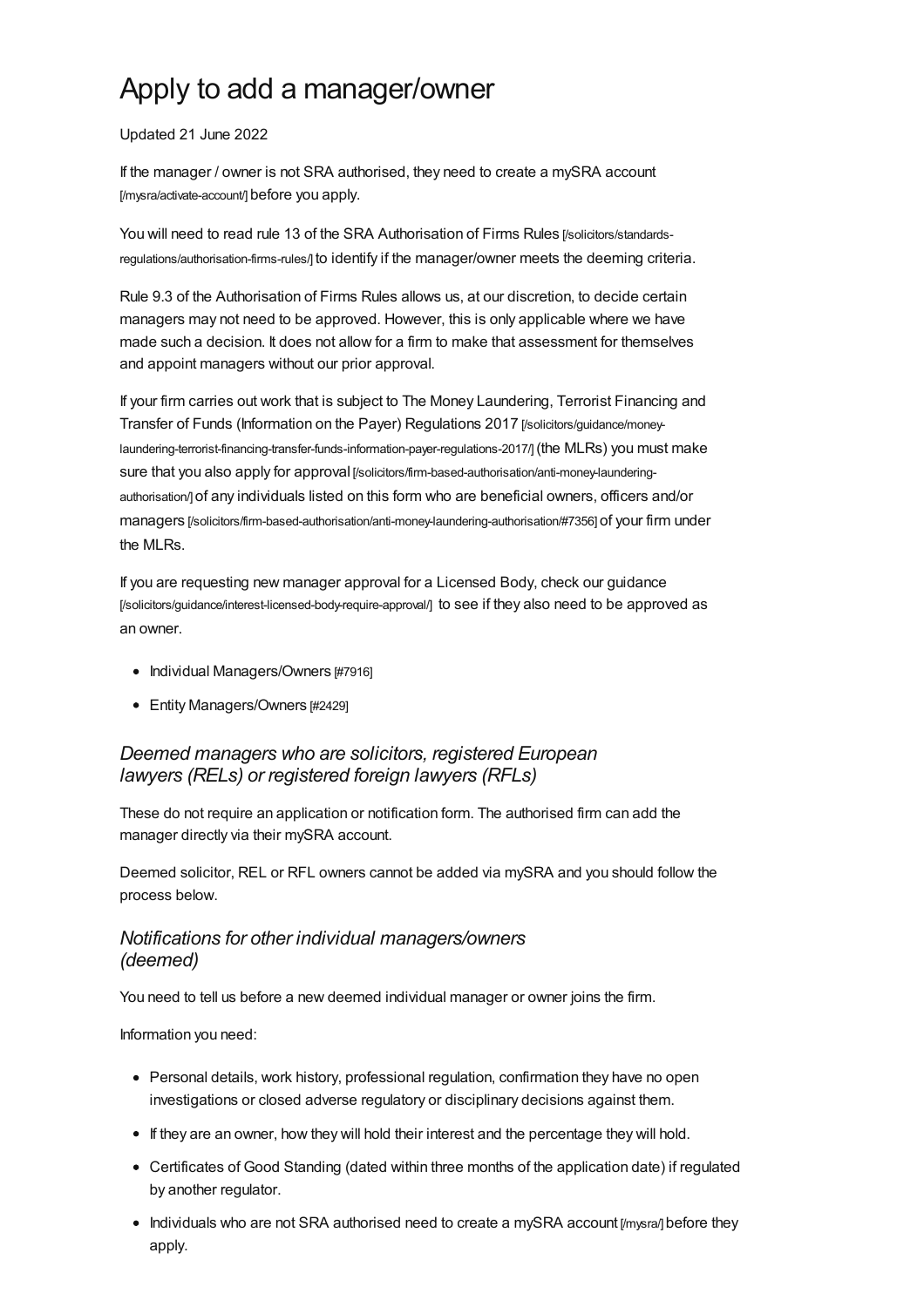# Apply to add a manager/owner

Updated 21 June 2022

If the manager / owner is not SRA authorised, they need to create a mySRA account [/mysra/activate-account/] before you apply.

You will need to read rule 13 of the SRA Authorisation of Firms Rules [/solicitors/standards-regulations/authorisation-firms-rules/] to identify if the manager/owner meets the deeming criteria.

Rule 9.3 of the Authorisation of Firms Rules allows us, at our discretion, to decide certain managers may not need to be approved. However, this is only applicable where we have made such a decision. It does not allow for a firm to make that assessment for themselves and appoint managers without our prior approval.

If your firm carries out work that is subject to The Money Laundering, Terrorist Financing and Transfer of Funds (Information on the Payer) Regulations 2017 [/solicitors/guidance/money-laundering-terrorist-financing-transfer-funds-information-payer-regulations-2017/] (the MLRs) you must make sure that you also apply for approval [/solicitors/firm-based-authorisation/anti-money-laundering-authorisation/] of any individuals listed on this form who are beneficial owners, officers and/or managers [/solicitors/firm-based-authorisation/anti-money-laundering-authorisation/#7356] of your firm under the MLRs.

If you are requesting new manager approval for a Licensed Body, check our guidance [/solicitors/guidance/interest-licensed-body-require-approval/] to see if they also need to be approved as an owner.

- Individual Managers/Owners [#7916]
- Entity Managers/Owners [#2429]

### *Deemed managers who are solicitors, registered European lawyers (RELs) or registered foreign lawyers (RFLs)*

These do not require an application or notification form. The authorised firm can add the manager directly via their mySRA account.

Deemed solicitor, REL or RFL owners cannot be added via mySRA and you should follow the process below.

### *Notifications for other individual managers/owners (deemed)*

You need to tell us before a new deemed individual manager or owner joins the firm.

Information you need:

- Personal details, work history, professional regulation, confirmation they have no open investigations or closed adverse regulatory or disciplinary decisions against them.
- If they are an owner, how they will hold their interest and the percentage they will hold.
- Certificates of Good Standing (dated within three months of the application date) if regulated by another regulator.
- Individuals who are not SRA authorised need to create a mySRA account [/mysra/] before they apply.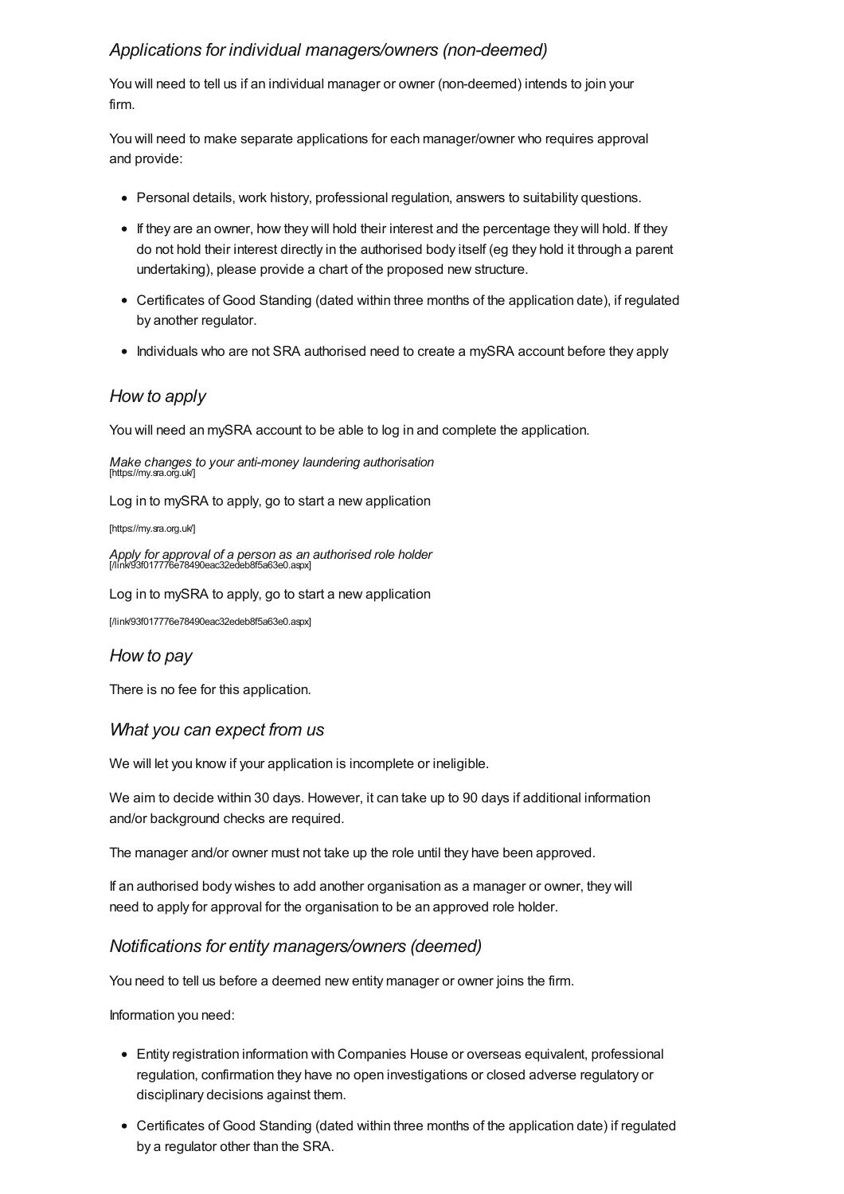### *Applications for individual managers/owners (non-deemed)*

You will need to tell us if an individual manager or owner (non-deemed) intends to join your firm.

You will need to make separate applications for each manager/owner who requires approval and provide:

- Personal details, work history, professional regulation, answers to suitability questions.
- If they are an owner, how they will hold their interest and the percentage they will hold. If they do not hold their interest directly in the authorised body itself (eg they hold it through a parent undertaking), please provide a chart of the proposed new structure.
- Certificates of Good Standing (dated within three months of the application date), if regulated by another regulator.
- Individuals who are not SRA authorised need to create a mySRA account before they apply

### *How to apply*

You will need an mySRA account to be able to log in and complete the application.

*Make changes to your anti-money laundering authorisation*
[https://my.sra.org.uk/]

Log in to mySRA to apply, go to start a new application

[https://my.sra.org.uk/]

*Apply for approval of a person as an authorised role holder*
[/link/93f017776e78490eac32edeb8f5a63e0.aspx]

Log in to mySRA to apply, go to start a new application

[/link/93f017776e78490eac32edeb8f5a63e0.aspx]

### *How to pay*

There is no fee for this application.

### *What you can expect from us*

We will let you know if your application is incomplete or ineligible.

We aim to decide within 30 days. However, it can take up to 90 days if additional information and/or background checks are required.

The manager and/or owner must not take up the role until they have been approved.

If an authorised body wishes to add another organisation as a manager or owner, they will need to apply for approval for the organisation to be an approved role holder.

### *Notifications for entity managers/owners (deemed)*

You need to tell us before a deemed new entity manager or owner joins the firm.

Information you need:

- Entity registration information with Companies House or overseas equivalent, professional regulation, confirmation they have no open investigations or closed adverse regulatory or disciplinary decisions against them.
- Certificates of Good Standing (dated within three months of the application date) if regulated by a regulator other than the SRA.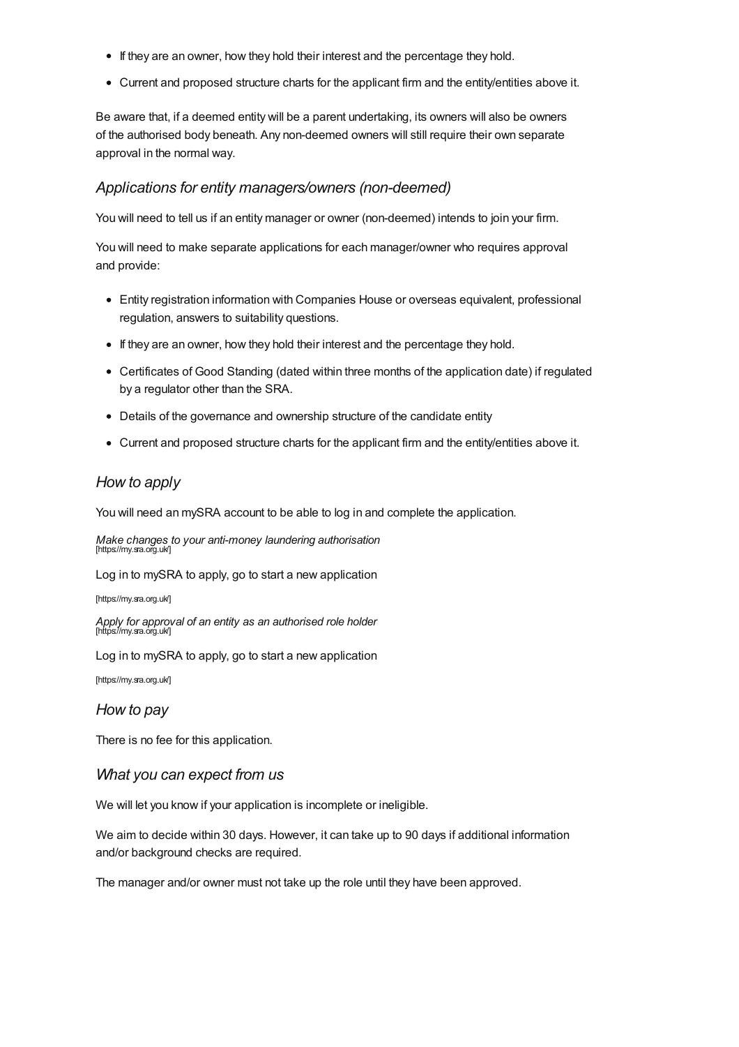- If they are an owner, how they hold their interest and the percentage they hold.
- Current and proposed structure charts for the applicant firm and the entity/entities above it.

Be aware that, if a deemed entity will be a parent undertaking, its owners will also be owners of the authorised body beneath. Any non-deemed owners will still require their own separate approval in the normal way.

### *Applications for entity managers/owners (non-deemed)*

You will need to tell us if an entity manager or owner (non-deemed) intends to join your firm.

You will need to make separate applications for each manager/owner who requires approval and provide:

- Entity registration information with Companies House or overseas equivalent, professional regulation, answers to suitability questions.
- If they are an owner, how they hold their interest and the percentage they hold.
- Certificates of Good Standing (dated within three months of the application date) if regulated by a regulator other than the SRA.
- Details of the governance and ownership structure of the candidate entity
- Current and proposed structure charts for the applicant firm and the entity/entities above it.

### *How to apply*

You will need an mySRA account to be able to log in and complete the application.

*Make changes to your anti-money laundering authorisation*
[https://my.sra.org.uk/]

Log in to mySRA to apply, go to start a new application

[https://my.sra.org.uk/]

*Apply for approval of an entity as an authorised role holder*
[https://my.sra.org.uk/]

Log in to mySRA to apply, go to start a new application

[https://my.sra.org.uk/]

### *How to pay*

There is no fee for this application.

### *What you can expect from us*

We will let you know if your application is incomplete or ineligible.

We aim to decide within 30 days. However, it can take up to 90 days if additional information and/or background checks are required.

The manager and/or owner must not take up the role until they have been approved.